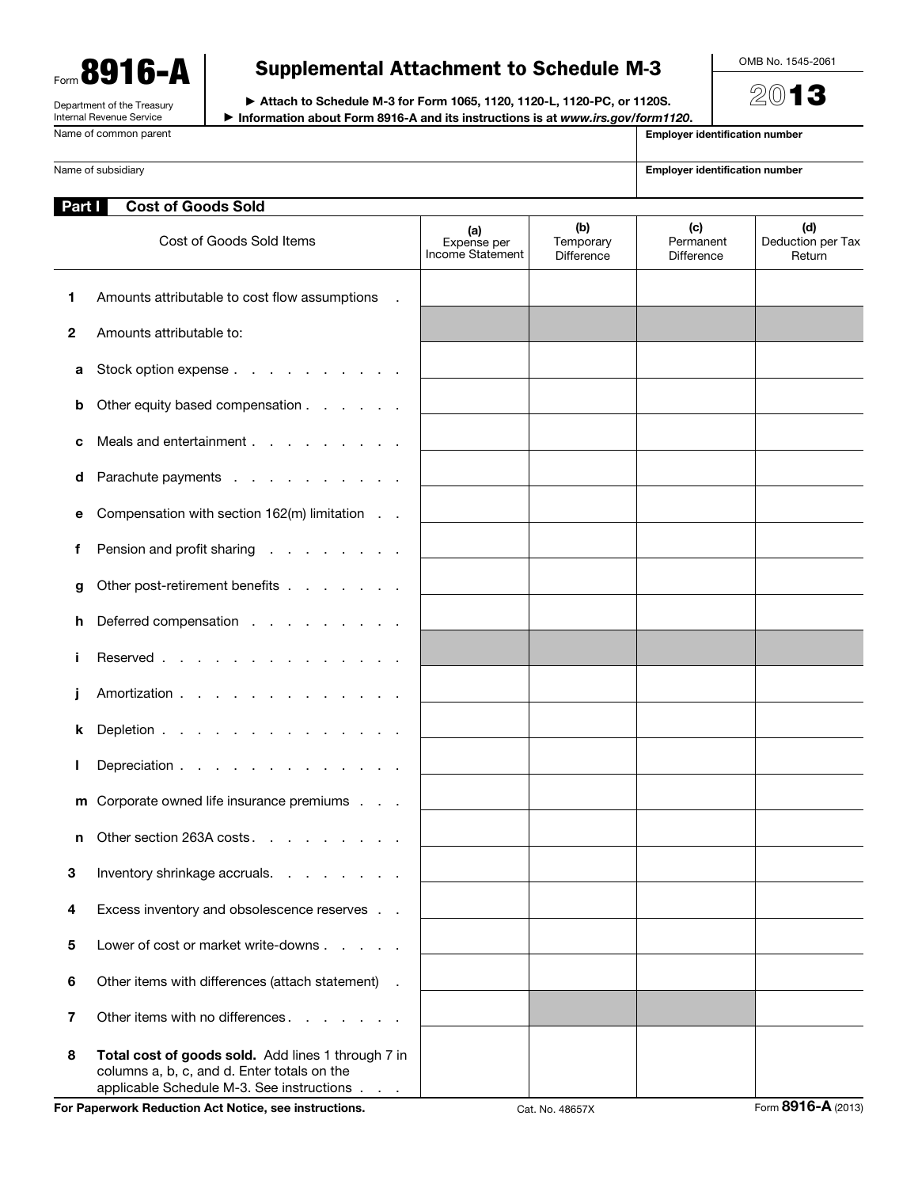Form **8916-A**

Department of the Treasury
Internal Revenue Service

# Supplemental Attachment to Schedule M-3

► Attach to Schedule M-3 for Form 1065, 1120, 1120-L, 1120-PC, or 1120S.
► Information about Form 8916-A and its instructions is at *www.irs.gov/form1120*.

OMB No. 1545-2061

**2013**

Name of common parent | **Employer identification number**

Name of subsidiary | **Employer identification number**

## Part I Cost of Goods Sold

| | Cost of Goods Sold Items | (a) Expense per Income Statement | (b) Temporary Difference | (c) Permanent Difference | (d) Deduction per Tax Return |
|---|---|---|---|---|---|
| 1 | Amounts attributable to cost flow assumptions | | | | |
| 2 | Amounts attributable to: | | | | |
| a | Stock option expense | | | | |
| b | Other equity based compensation | | | | |
| c | Meals and entertainment | | | | |
| d | Parachute payments | | | | |
| e | Compensation with section 162(m) limitation | | | | |
| f | Pension and profit sharing | | | | |
| g | Other post-retirement benefits | | | | |
| h | Deferred compensation | | | | |
| i | Reserved | | | | |
| j | Amortization | | | | |
| k | Depletion | | | | |
| l | Depreciation | | | | |
| m | Corporate owned life insurance premiums | | | | |
| n | Other section 263A costs | | | | |
| 3 | Inventory shrinkage accruals | | | | |
| 4 | Excess inventory and obsolescence reserves | | | | |
| 5 | Lower of cost or market write-downs | | | | |
| 6 | Other items with differences (attach statement) | | | | |
| 7 | Other items with no differences | | | | |
| 8 | **Total cost of goods sold.** Add lines 1 through 7 in columns a, b, c, and d. Enter totals on the applicable Schedule M-3. See instructions | | | | |

**For Paperwork Reduction Act Notice, see instructions.** Cat. No. 48657X Form **8916-A** (2013)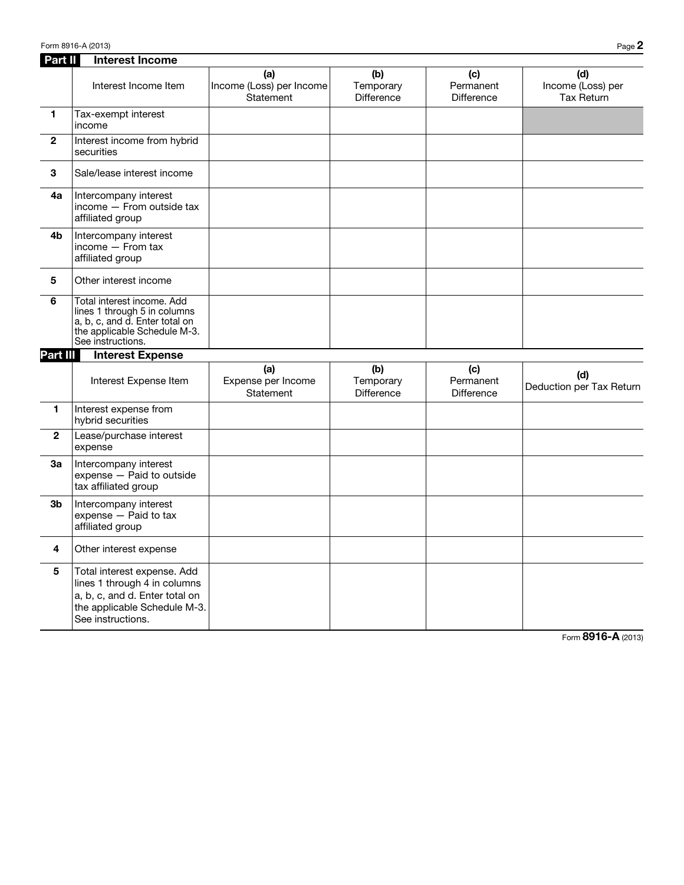## Part II Interest Income

| | Interest Income Item | (a) Income (Loss) per Income Statement | (b) Temporary Difference | (c) Permanent Difference | (d) Income (Loss) per Tax Return |
|---|---|---|---|---|---|
| 1 | Tax-exempt interest income | | | | |
| 2 | Interest income from hybrid securities | | | | |
| 3 | Sale/lease interest income | | | | |
| 4a | Intercompany interest income — From outside tax affiliated group | | | | |
| 4b | Intercompany interest income — From tax affiliated group | | | | |
| 5 | Other interest income | | | | |
| 6 | Total interest income. Add lines 1 through 5 in columns a, b, c, and d. Enter total on the applicable Schedule M-3. See instructions. | | | | |

## Part III Interest Expense

| | Interest Expense Item | (a) Expense per Income Statement | (b) Temporary Difference | (c) Permanent Difference | (d) Deduction per Tax Return |
|---|---|---|---|---|---|
| 1 | Interest expense from hybrid securities | | | | |
| 2 | Lease/purchase interest expense | | | | |
| 3a | Intercompany interest expense — Paid to outside tax affiliated group | | | | |
| 3b | Intercompany interest expense — Paid to tax affiliated group | | | | |
| 4 | Other interest expense | | | | |
| 5 | Total interest expense. Add lines 1 through 4 in columns a, b, c, and d. Enter total on the applicable Schedule M-3. See instructions. | | | | |

Form **8916-A** (2013)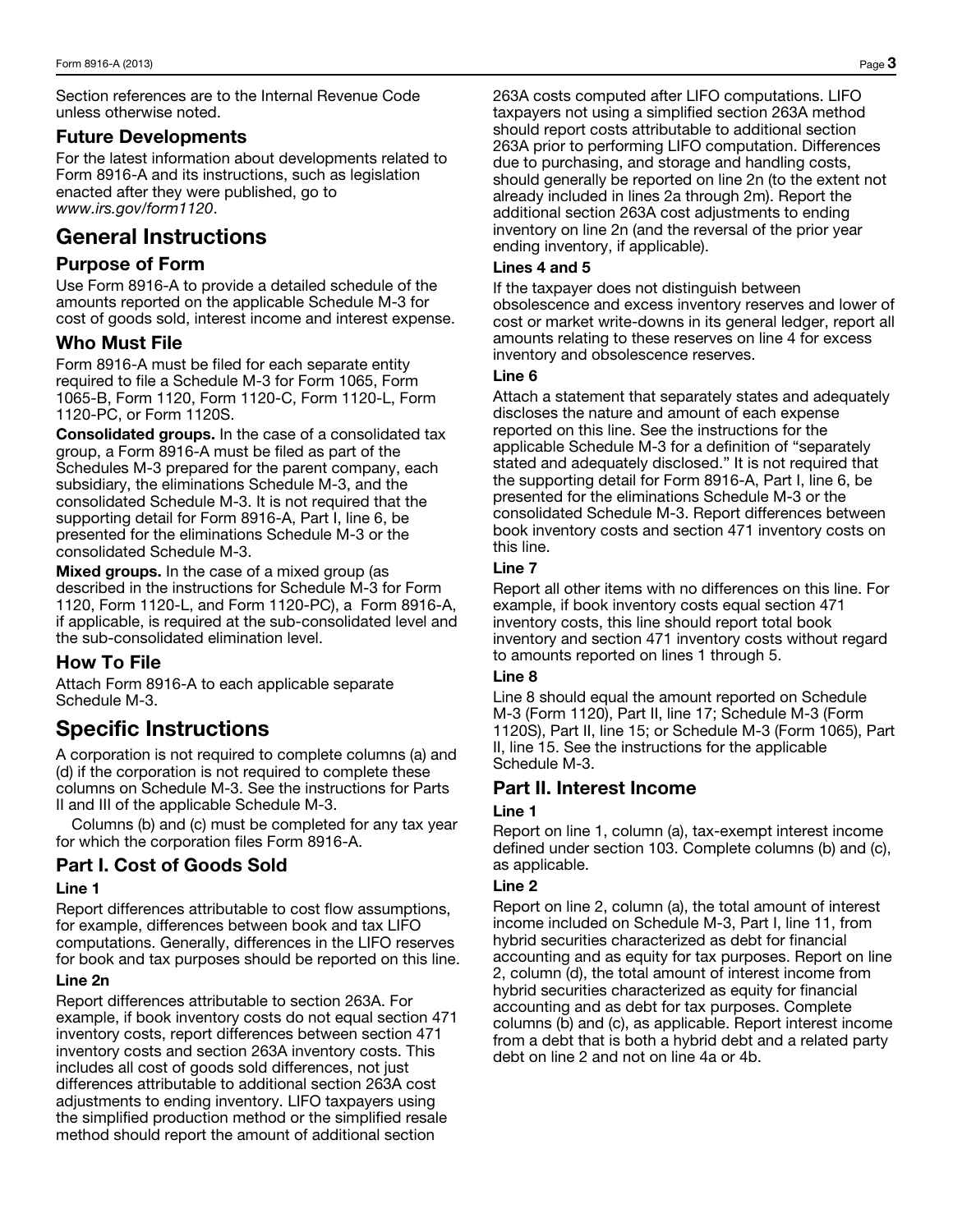Section references are to the Internal Revenue Code unless otherwise noted.

### Future Developments

For the latest information about developments related to Form 8916-A and its instructions, such as legislation enacted after they were published, go to *www.irs.gov/form1120*.

## General Instructions

### Purpose of Form

Use Form 8916-A to provide a detailed schedule of the amounts reported on the applicable Schedule M-3 for cost of goods sold, interest income and interest expense.

### Who Must File

Form 8916-A must be filed for each separate entity required to file a Schedule M-3 for Form 1065, Form 1065-B, Form 1120, Form 1120-C, Form 1120-L, Form 1120-PC, or Form 1120S.

**Consolidated groups.** In the case of a consolidated tax group, a Form 8916-A must be filed as part of the Schedules M-3 prepared for the parent company, each subsidiary, the eliminations Schedule M-3, and the consolidated Schedule M-3. It is not required that the supporting detail for Form 8916-A, Part I, line 6, be presented for the eliminations Schedule M-3 or the consolidated Schedule M-3.

**Mixed groups.** In the case of a mixed group (as described in the instructions for Schedule M-3 for Form 1120, Form 1120-L, and Form 1120-PC), a Form 8916-A, if applicable, is required at the sub-consolidated level and the sub-consolidated elimination level.

### How To File

Attach Form 8916-A to each applicable separate Schedule M-3.

## Specific Instructions

A corporation is not required to complete columns (a) and (d) if the corporation is not required to complete these columns on Schedule M-3. See the instructions for Parts II and III of the applicable Schedule M-3.

Columns (b) and (c) must be completed for any tax year for which the corporation files Form 8916-A.

### Part I. Cost of Goods Sold

#### Line 1

Report differences attributable to cost flow assumptions, for example, differences between book and tax LIFO computations. Generally, differences in the LIFO reserves for book and tax purposes should be reported on this line.

#### Line 2n

Report differences attributable to section 263A. For example, if book inventory costs do not equal section 471 inventory costs, report differences between section 471 inventory costs and section 263A inventory costs. This includes all cost of goods sold differences, not just differences attributable to additional section 263A cost adjustments to ending inventory. LIFO taxpayers using the simplified production method or the simplified resale method should report the amount of additional section 263A costs computed after LIFO computations. LIFO taxpayers not using a simplified section 263A method should report costs attributable to additional section 263A prior to performing LIFO computation. Differences due to purchasing, and storage and handling costs, should generally be reported on line 2n (to the extent not already included in lines 2a through 2m). Report the additional section 263A cost adjustments to ending inventory on line 2n (and the reversal of the prior year ending inventory, if applicable).

#### Lines 4 and 5

If the taxpayer does not distinguish between obsolescence and excess inventory reserves and lower of cost or market write-downs in its general ledger, report all amounts relating to these reserves on line 4 for excess inventory and obsolescence reserves.

#### Line 6

Attach a statement that separately states and adequately discloses the nature and amount of each expense reported on this line. See the instructions for the applicable Schedule M-3 for a definition of "separately stated and adequately disclosed." It is not required that the supporting detail for Form 8916-A, Part I, line 6, be presented for the eliminations Schedule M-3 or the consolidated Schedule M-3. Report differences between book inventory costs and section 471 inventory costs on this line.

#### Line 7

Report all other items with no differences on this line. For example, if book inventory costs equal section 471 inventory costs, this line should report total book inventory and section 471 inventory costs without regard to amounts reported on lines 1 through 5.

#### Line 8

Line 8 should equal the amount reported on Schedule M-3 (Form 1120), Part II, line 17; Schedule M-3 (Form 1120S), Part II, line 15; or Schedule M-3 (Form 1065), Part II, line 15. See the instructions for the applicable Schedule M-3.

### Part II. Interest Income

#### Line 1

Report on line 1, column (a), tax-exempt interest income defined under section 103. Complete columns (b) and (c), as applicable.

#### Line 2

Report on line 2, column (a), the total amount of interest income included on Schedule M-3, Part I, line 11, from hybrid securities characterized as debt for financial accounting and as equity for tax purposes. Report on line 2, column (d), the total amount of interest income from hybrid securities characterized as equity for financial accounting and as debt for tax purposes. Complete columns (b) and (c), as applicable. Report interest income from a debt that is both a hybrid debt and a related party debt on line 2 and not on line 4a or 4b.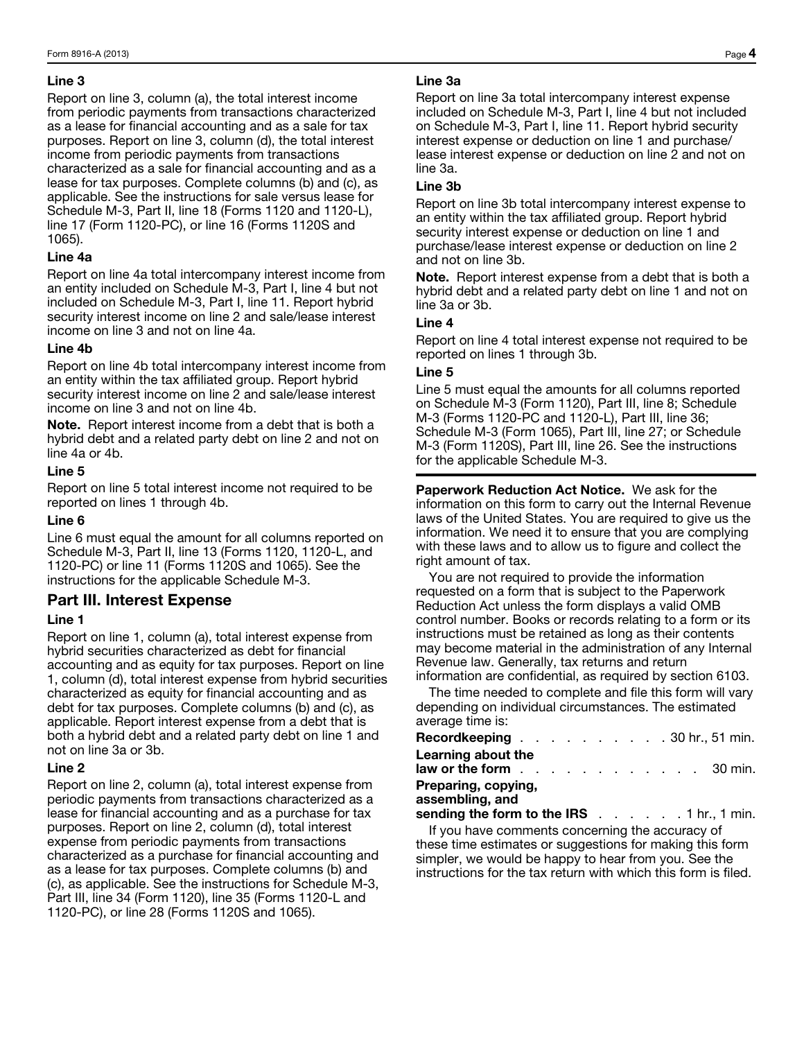### Line 3

Report on line 3, column (a), the total interest income from periodic payments from transactions characterized as a lease for financial accounting and as a sale for tax purposes. Report on line 3, column (d), the total interest income from periodic payments from transactions characterized as a sale for financial accounting and as a lease for tax purposes. Complete columns (b) and (c), as applicable. See the instructions for sale versus lease for Schedule M-3, Part II, line 18 (Forms 1120 and 1120-L), line 17 (Form 1120-PC), or line 16 (Forms 1120S and 1065).

### Line 4a

Report on line 4a total intercompany interest income from an entity included on Schedule M-3, Part I, line 4 but not included on Schedule M-3, Part I, line 11. Report hybrid security interest income on line 2 and sale/lease interest income on line 3 and not on line 4a.

### Line 4b

Report on line 4b total intercompany interest income from an entity within the tax affiliated group. Report hybrid security interest income on line 2 and sale/lease interest income on line 3 and not on line 4b.

**Note.** Report interest income from a debt that is both a hybrid debt and a related party debt on line 2 and not on line 4a or 4b.

### Line 5

Report on line 5 total interest income not required to be reported on lines 1 through 4b.

### Line 6

Line 6 must equal the amount for all columns reported on Schedule M-3, Part II, line 13 (Forms 1120, 1120-L, and 1120-PC) or line 11 (Forms 1120S and 1065). See the instructions for the applicable Schedule M-3.

## Part III. Interest Expense

### Line 1

Report on line 1, column (a), total interest expense from hybrid securities characterized as debt for financial accounting and as equity for tax purposes. Report on line 1, column (d), total interest expense from hybrid securities characterized as equity for financial accounting and as debt for tax purposes. Complete columns (b) and (c), as applicable. Report interest expense from a debt that is both a hybrid debt and a related party debt on line 1 and not on line 3a or 3b.

### Line 2

Report on line 2, column (a), total interest expense from periodic payments from transactions characterized as a lease for financial accounting and as a purchase for tax purposes. Report on line 2, column (d), total interest expense from periodic payments from transactions characterized as a purchase for financial accounting and as a lease for tax purposes. Complete columns (b) and (c), as applicable. See the instructions for Schedule M-3, Part III, line 34 (Form 1120), line 35 (Forms 1120-L and 1120-PC), or line 28 (Forms 1120S and 1065).

### Line 3a

Report on line 3a total intercompany interest expense included on Schedule M-3, Part I, line 4 but not included on Schedule M-3, Part I, line 11. Report hybrid security interest expense or deduction on line 1 and purchase/lease interest expense or deduction on line 2 and not on line 3a.

### Line 3b

Report on line 3b total intercompany interest expense to an entity within the tax affiliated group. Report hybrid security interest expense or deduction on line 1 and purchase/lease interest expense or deduction on line 2 and not on line 3b.

**Note.** Report interest expense from a debt that is both a hybrid debt and a related party debt on line 1 and not on line 3a or 3b.

### Line 4

Report on line 4 total interest expense not required to be reported on lines 1 through 3b.

### Line 5

Line 5 must equal the amounts for all columns reported on Schedule M-3 (Form 1120), Part III, line 8; Schedule M-3 (Forms 1120-PC and 1120-L), Part III, line 36; Schedule M-3 (Form 1065), Part III, line 27; or Schedule M-3 (Form 1120S), Part III, line 26. See the instructions for the applicable Schedule M-3.

---

**Paperwork Reduction Act Notice.** We ask for the information on this form to carry out the Internal Revenue laws of the United States. You are required to give us the information. We need it to ensure that you are complying with these laws and to allow us to figure and collect the right amount of tax.

You are not required to provide the information requested on a form that is subject to the Paperwork Reduction Act unless the form displays a valid OMB control number. Books or records relating to a form or its instructions must be retained as long as their contents may become material in the administration of any Internal Revenue law. Generally, tax returns and return information are confidential, as required by section 6103.

The time needed to complete and file this form will vary depending on individual circumstances. The estimated average time is:

**Recordkeeping** . . . . . . . . . . 30 hr., 51 min.

**Learning about the law or the form** . . . . . . . . . . . . 30 min.

**Preparing, copying, assembling, and sending the form to the IRS** . . . . . . . 1 hr., 1 min.

If you have comments concerning the accuracy of these time estimates or suggestions for making this form simpler, we would be happy to hear from you. See the instructions for the tax return with which this form is filed.